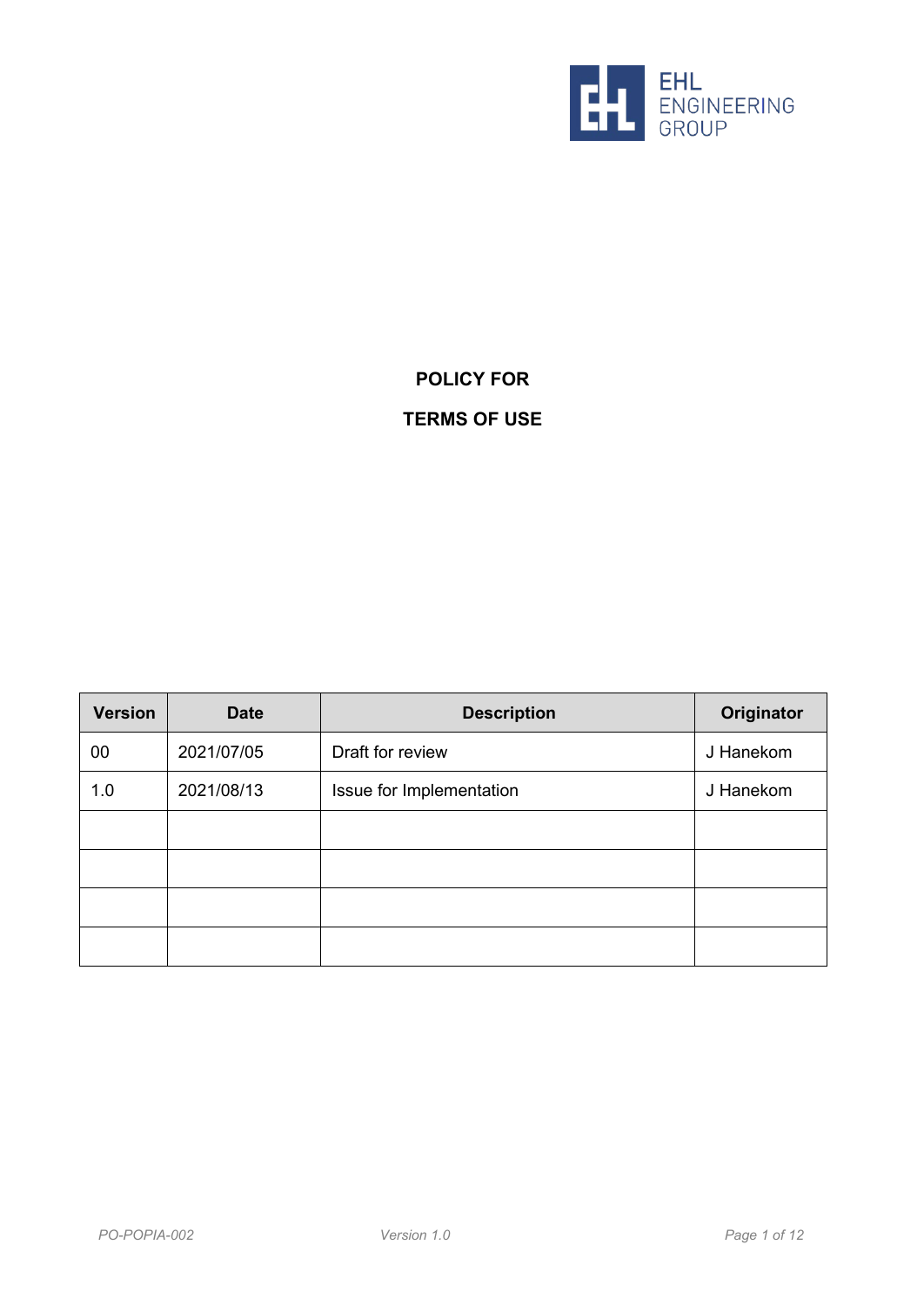EHL ENGINEERING GROUP

# POLICY FOR

# TERMS OF USE

| Version | Date | Description | Originator |
|---|---|---|---|
| 00 | 2021/07/05 | Draft for review | J Hanekom |
| 1.0 | 2021/08/13 | Issue for Implementation | J Hanekom |
| | | | |
| | | | |
| | | | |
| | | | |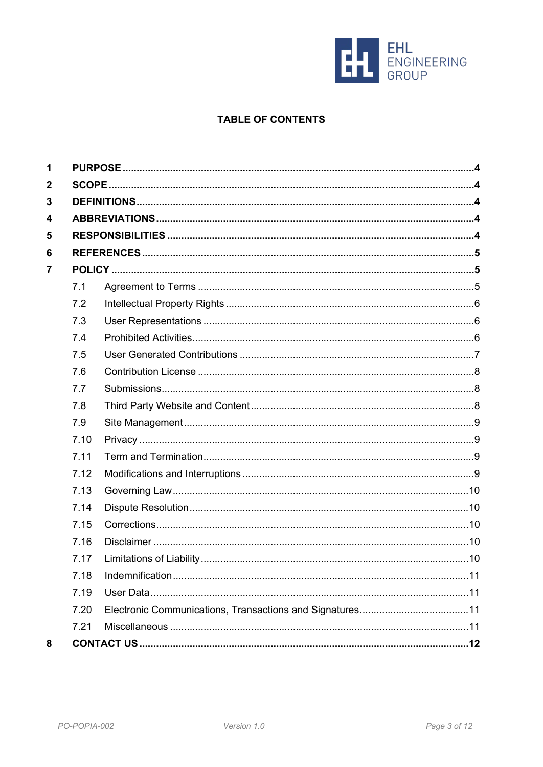## TABLE OF CONTENTS

| | | |
|---|---|---|
| **1** | **PURPOSE** | **4** |
| **2** | **SCOPE** | **4** |
| **3** | **DEFINITIONS** | **4** |
| **4** | **ABBREVIATIONS** | **4** |
| **5** | **RESPONSIBILITIES** | **4** |
| **6** | **REFERENCES** | **5** |
| **7** | **POLICY** | **5** |
| 7.1 | Agreement to Terms | 5 |
| 7.2 | Intellectual Property Rights | 6 |
| 7.3 | User Representations | 6 |
| 7.4 | Prohibited Activities | 6 |
| 7.5 | User Generated Contributions | 7 |
| 7.6 | Contribution License | 8 |
| 7.7 | Submissions | 8 |
| 7.8 | Third Party Website and Content | 8 |
| 7.9 | Site Management | 9 |
| 7.10 | Privacy | 9 |
| 7.11 | Term and Termination | 9 |
| 7.12 | Modifications and Interruptions | 9 |
| 7.13 | Governing Law | 10 |
| 7.14 | Dispute Resolution | 10 |
| 7.15 | Corrections | 10 |
| 7.16 | Disclaimer | 10 |
| 7.17 | Limitations of Liability | 10 |
| 7.18 | Indemnification | 11 |
| 7.19 | User Data | 11 |
| 7.20 | Electronic Communications, Transactions and Signatures | 11 |
| 7.21 | Miscellaneous | 11 |
| **8** | **CONTACT US** | **12** |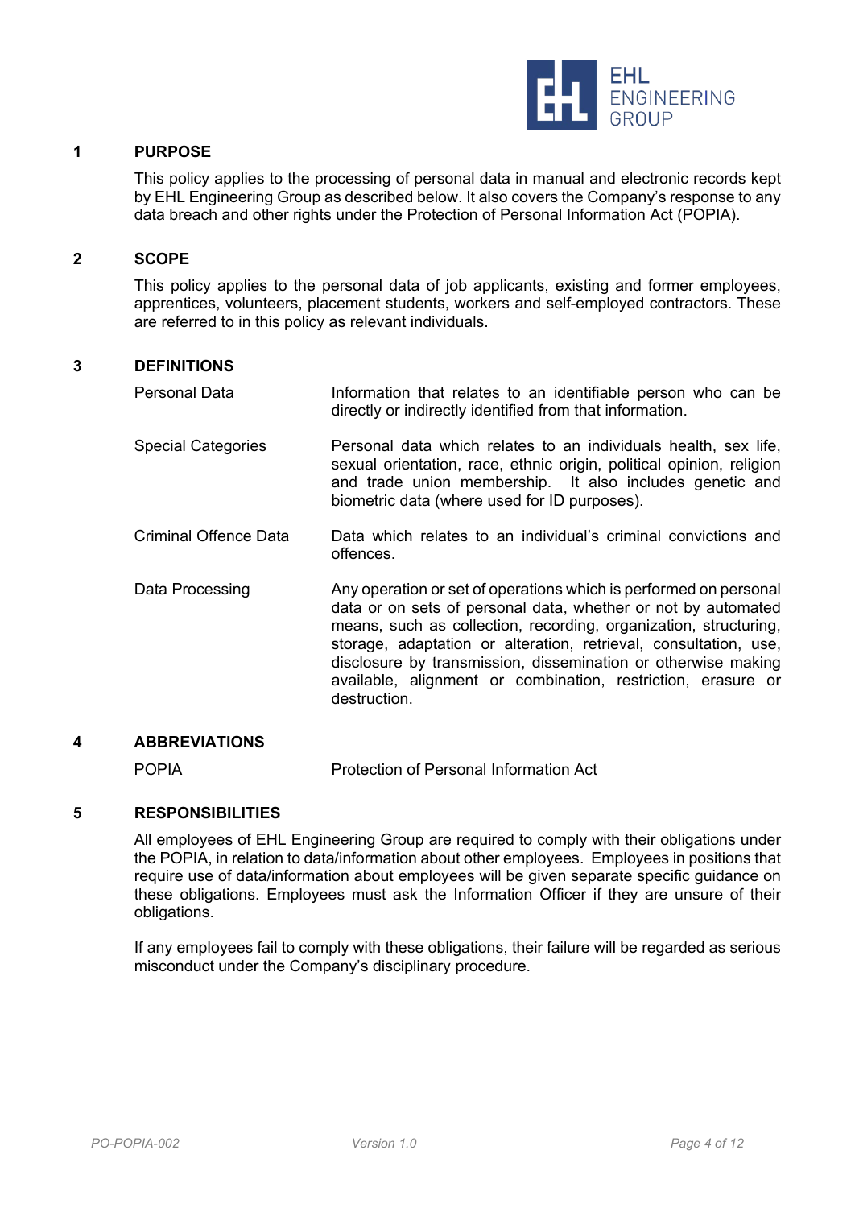## 1 PURPOSE

This policy applies to the processing of personal data in manual and electronic records kept by EHL Engineering Group as described below. It also covers the Company's response to any data breach and other rights under the Protection of Personal Information Act (POPIA).

## 2 SCOPE

This policy applies to the personal data of job applicants, existing and former employees, apprentices, volunteers, placement students, workers and self-employed contractors. These are referred to in this policy as relevant individuals.

## 3 DEFINITIONS

| | |
|---|---|
| Personal Data | Information that relates to an identifiable person who can be directly or indirectly identified from that information. |
| Special Categories | Personal data which relates to an individuals health, sex life, sexual orientation, race, ethnic origin, political opinion, religion and trade union membership. It also includes genetic and biometric data (where used for ID purposes). |
| Criminal Offence Data | Data which relates to an individual's criminal convictions and offences. |
| Data Processing | Any operation or set of operations which is performed on personal data or on sets of personal data, whether or not by automated means, such as collection, recording, organization, structuring, storage, adaptation or alteration, retrieval, consultation, use, disclosure by transmission, dissemination or otherwise making available, alignment or combination, restriction, erasure or destruction. |

## 4 ABBREVIATIONS

| | |
|---|---|
| POPIA | Protection of Personal Information Act |

## 5 RESPONSIBILITIES

All employees of EHL Engineering Group are required to comply with their obligations under the POPIA, in relation to data/information about other employees. Employees in positions that require use of data/information about employees will be given separate specific guidance on these obligations. Employees must ask the Information Officer if they are unsure of their obligations.

If any employees fail to comply with these obligations, their failure will be regarded as serious misconduct under the Company's disciplinary procedure.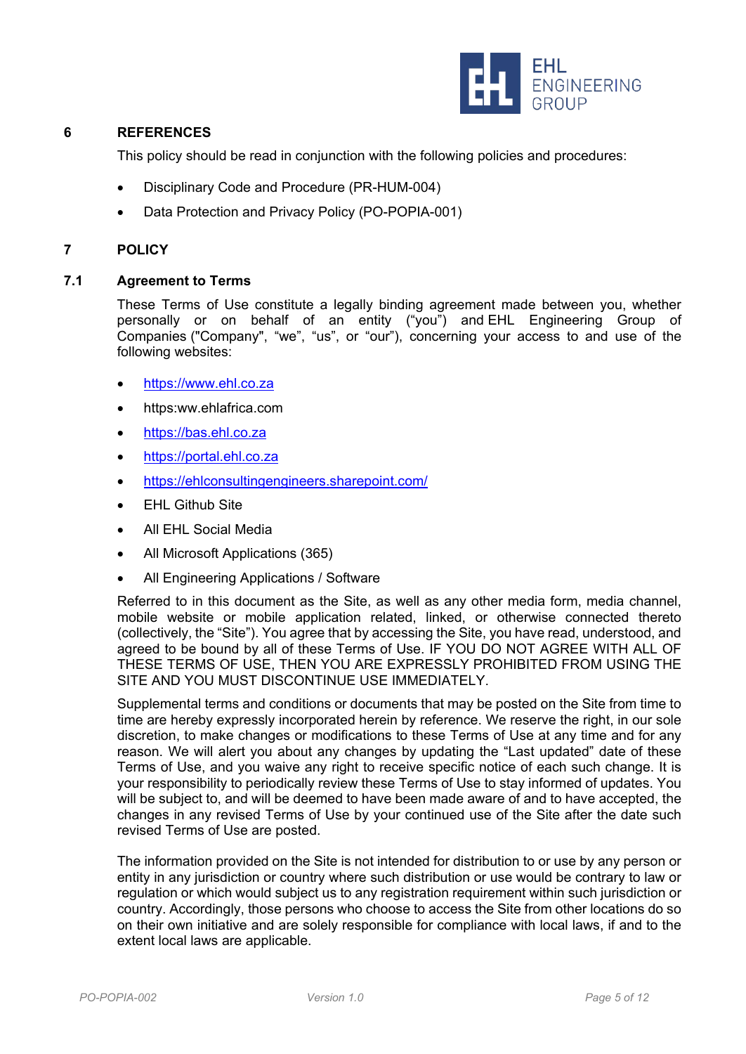## 6 REFERENCES

This policy should be read in conjunction with the following policies and procedures:

- Disciplinary Code and Procedure (PR-HUM-004)
- Data Protection and Privacy Policy (PO-POPIA-001)

## 7 POLICY

### 7.1 Agreement to Terms

These Terms of Use constitute a legally binding agreement made between you, whether personally or on behalf of an entity ("you") and EHL Engineering Group of Companies ("Company", "we", "us", or "our"), concerning your access to and use of the following websites:

- https://www.ehl.co.za
- https:ww.ehlafrica.com
- https://bas.ehl.co.za
- https://portal.ehl.co.za
- https://ehlconsultingengineers.sharepoint.com/
- EHL Github Site
- All EHL Social Media
- All Microsoft Applications (365)
- All Engineering Applications / Software

Referred to in this document as the Site, as well as any other media form, media channel, mobile website or mobile application related, linked, or otherwise connected thereto (collectively, the "Site"). You agree that by accessing the Site, you have read, understood, and agreed to be bound by all of these Terms of Use. IF YOU DO NOT AGREE WITH ALL OF THESE TERMS OF USE, THEN YOU ARE EXPRESSLY PROHIBITED FROM USING THE SITE AND YOU MUST DISCONTINUE USE IMMEDIATELY.

Supplemental terms and conditions or documents that may be posted on the Site from time to time are hereby expressly incorporated herein by reference. We reserve the right, in our sole discretion, to make changes or modifications to these Terms of Use at any time and for any reason. We will alert you about any changes by updating the "Last updated" date of these Terms of Use, and you waive any right to receive specific notice of each such change. It is your responsibility to periodically review these Terms of Use to stay informed of updates. You will be subject to, and will be deemed to have been made aware of and to have accepted, the changes in any revised Terms of Use by your continued use of the Site after the date such revised Terms of Use are posted.

The information provided on the Site is not intended for distribution to or use by any person or entity in any jurisdiction or country where such distribution or use would be contrary to law or regulation or which would subject us to any registration requirement within such jurisdiction or country. Accordingly, those persons who choose to access the Site from other locations do so on their own initiative and are solely responsible for compliance with local laws, if and to the extent local laws are applicable.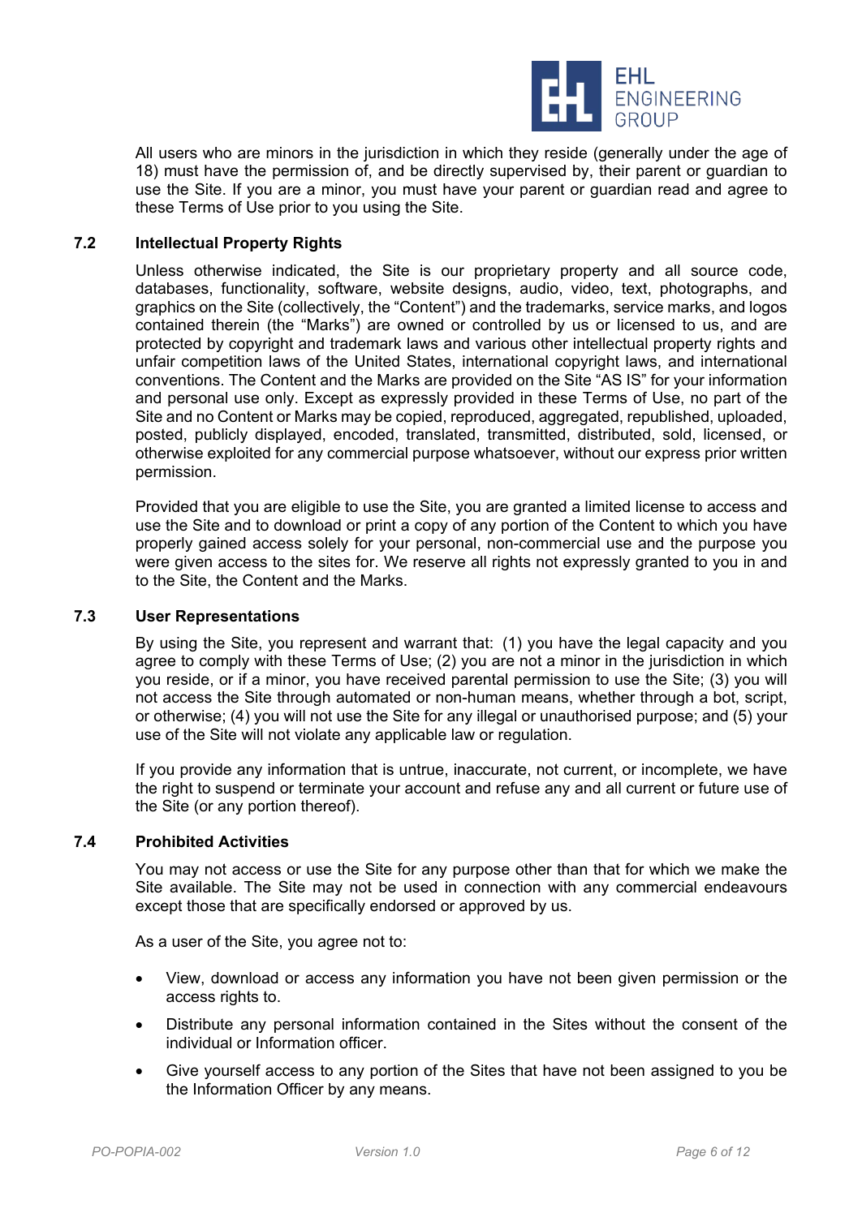All users who are minors in the jurisdiction in which they reside (generally under the age of 18) must have the permission of, and be directly supervised by, their parent or guardian to use the Site. If you are a minor, you must have your parent or guardian read and agree to these Terms of Use prior to you using the Site.

### 7.2 Intellectual Property Rights

Unless otherwise indicated, the Site is our proprietary property and all source code, databases, functionality, software, website designs, audio, video, text, photographs, and graphics on the Site (collectively, the "Content") and the trademarks, service marks, and logos contained therein (the "Marks") are owned or controlled by us or licensed to us, and are protected by copyright and trademark laws and various other intellectual property rights and unfair competition laws of the United States, international copyright laws, and international conventions. The Content and the Marks are provided on the Site "AS IS" for your information and personal use only. Except as expressly provided in these Terms of Use, no part of the Site and no Content or Marks may be copied, reproduced, aggregated, republished, uploaded, posted, publicly displayed, encoded, translated, transmitted, distributed, sold, licensed, or otherwise exploited for any commercial purpose whatsoever, without our express prior written permission.

Provided that you are eligible to use the Site, you are granted a limited license to access and use the Site and to download or print a copy of any portion of the Content to which you have properly gained access solely for your personal, non-commercial use and the purpose you were given access to the sites for. We reserve all rights not expressly granted to you in and to the Site, the Content and the Marks.

### 7.3 User Representations

By using the Site, you represent and warrant that: (1) you have the legal capacity and you agree to comply with these Terms of Use; (2) you are not a minor in the jurisdiction in which you reside, or if a minor, you have received parental permission to use the Site; (3) you will not access the Site through automated or non-human means, whether through a bot, script, or otherwise; (4) you will not use the Site for any illegal or unauthorised purpose; and (5) your use of the Site will not violate any applicable law or regulation.

If you provide any information that is untrue, inaccurate, not current, or incomplete, we have the right to suspend or terminate your account and refuse any and all current or future use of the Site (or any portion thereof).

### 7.4 Prohibited Activities

You may not access or use the Site for any purpose other than that for which we make the Site available. The Site may not be used in connection with any commercial endeavours except those that are specifically endorsed or approved by us.

As a user of the Site, you agree not to:

- View, download or access any information you have not been given permission or the access rights to.
- Distribute any personal information contained in the Sites without the consent of the individual or Information officer.
- Give yourself access to any portion of the Sites that have not been assigned to you be the Information Officer by any means.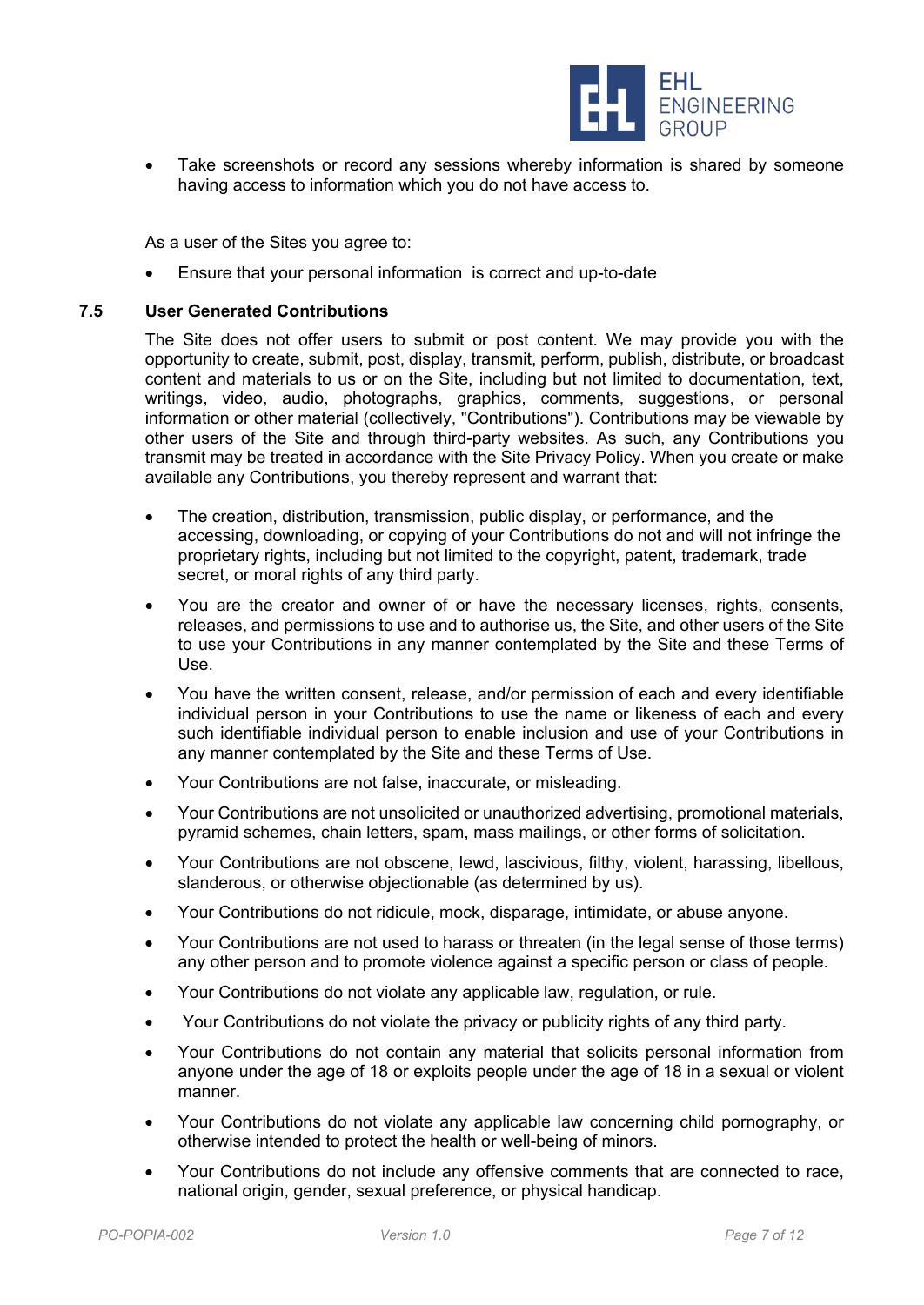- Take screenshots or record any sessions whereby information is shared by someone having access to information which you do not have access to.

As a user of the Sites you agree to:

- Ensure that your personal information is correct and up-to-date

### 7.5 User Generated Contributions

The Site does not offer users to submit or post content. We may provide you with the opportunity to create, submit, post, display, transmit, perform, publish, distribute, or broadcast content and materials to us or on the Site, including but not limited to documentation, text, writings, video, audio, photographs, graphics, comments, suggestions, or personal information or other material (collectively, "Contributions"). Contributions may be viewable by other users of the Site and through third-party websites. As such, any Contributions you transmit may be treated in accordance with the Site Privacy Policy. When you create or make available any Contributions, you thereby represent and warrant that:

- The creation, distribution, transmission, public display, or performance, and the accessing, downloading, or copying of your Contributions do not and will not infringe the proprietary rights, including but not limited to the copyright, patent, trademark, trade secret, or moral rights of any third party.
- You are the creator and owner of or have the necessary licenses, rights, consents, releases, and permissions to use and to authorise us, the Site, and other users of the Site to use your Contributions in any manner contemplated by the Site and these Terms of Use.
- You have the written consent, release, and/or permission of each and every identifiable individual person in your Contributions to use the name or likeness of each and every such identifiable individual person to enable inclusion and use of your Contributions in any manner contemplated by the Site and these Terms of Use.
- Your Contributions are not false, inaccurate, or misleading.
- Your Contributions are not unsolicited or unauthorized advertising, promotional materials, pyramid schemes, chain letters, spam, mass mailings, or other forms of solicitation.
- Your Contributions are not obscene, lewd, lascivious, filthy, violent, harassing, libellous, slanderous, or otherwise objectionable (as determined by us).
- Your Contributions do not ridicule, mock, disparage, intimidate, or abuse anyone.
- Your Contributions are not used to harass or threaten (in the legal sense of those terms) any other person and to promote violence against a specific person or class of people.
- Your Contributions do not violate any applicable law, regulation, or rule.
- Your Contributions do not violate the privacy or publicity rights of any third party.
- Your Contributions do not contain any material that solicits personal information from anyone under the age of 18 or exploits people under the age of 18 in a sexual or violent manner.
- Your Contributions do not violate any applicable law concerning child pornography, or otherwise intended to protect the health or well-being of minors.
- Your Contributions do not include any offensive comments that are connected to race, national origin, gender, sexual preference, or physical handicap.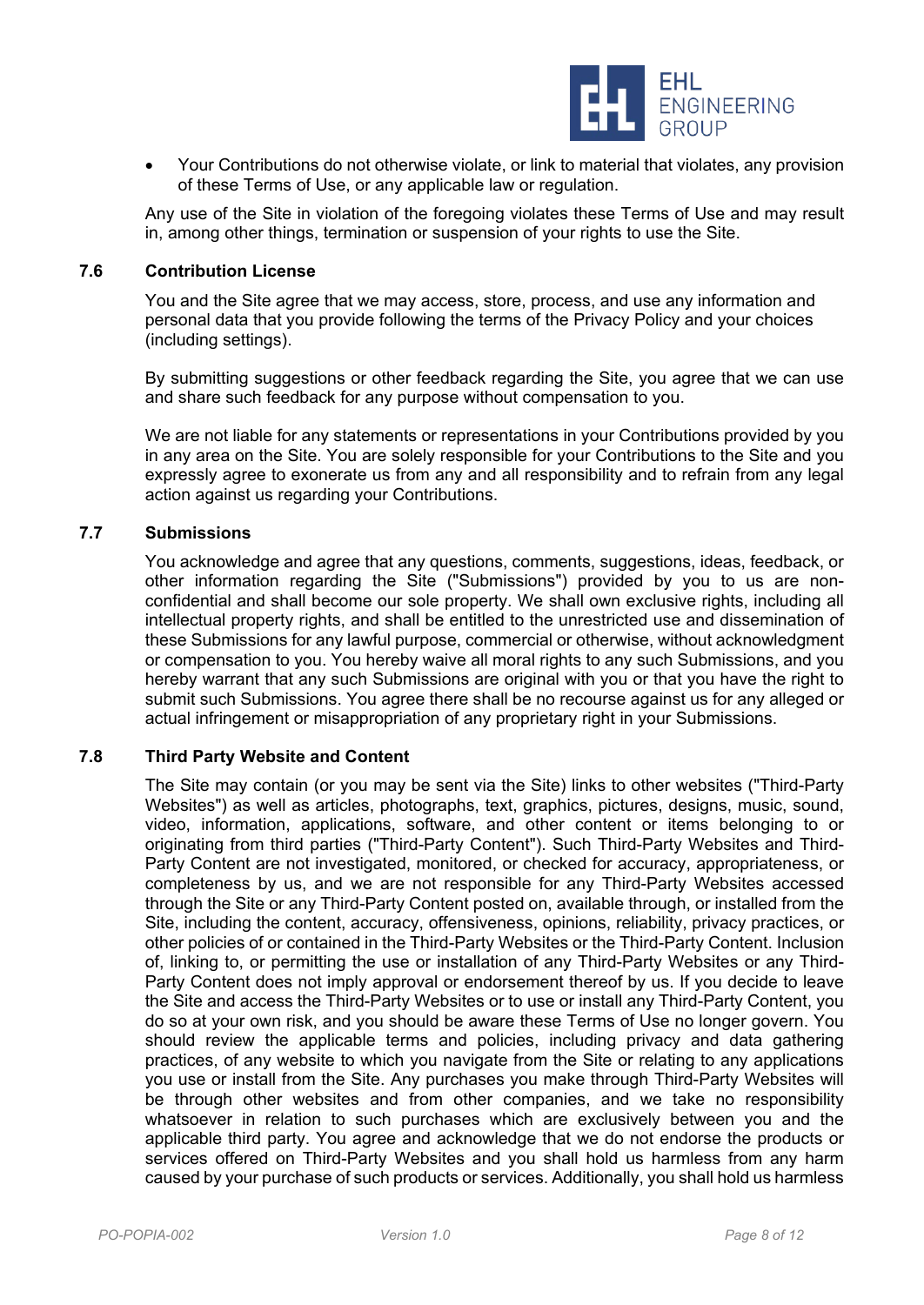- Your Contributions do not otherwise violate, or link to material that violates, any provision of these Terms of Use, or any applicable law or regulation.

Any use of the Site in violation of the foregoing violates these Terms of Use and may result in, among other things, termination or suspension of your rights to use the Site.

### 7.6 Contribution License

You and the Site agree that we may access, store, process, and use any information and personal data that you provide following the terms of the Privacy Policy and your choices (including settings).

By submitting suggestions or other feedback regarding the Site, you agree that we can use and share such feedback for any purpose without compensation to you.

We are not liable for any statements or representations in your Contributions provided by you in any area on the Site. You are solely responsible for your Contributions to the Site and you expressly agree to exonerate us from any and all responsibility and to refrain from any legal action against us regarding your Contributions.

### 7.7 Submissions

You acknowledge and agree that any questions, comments, suggestions, ideas, feedback, or other information regarding the Site ("Submissions") provided by you to us are non-confidential and shall become our sole property. We shall own exclusive rights, including all intellectual property rights, and shall be entitled to the unrestricted use and dissemination of these Submissions for any lawful purpose, commercial or otherwise, without acknowledgment or compensation to you. You hereby waive all moral rights to any such Submissions, and you hereby warrant that any such Submissions are original with you or that you have the right to submit such Submissions. You agree there shall be no recourse against us for any alleged or actual infringement or misappropriation of any proprietary right in your Submissions.

### 7.8 Third Party Website and Content

The Site may contain (or you may be sent via the Site) links to other websites ("Third-Party Websites") as well as articles, photographs, text, graphics, pictures, designs, music, sound, video, information, applications, software, and other content or items belonging to or originating from third parties ("Third-Party Content"). Such Third-Party Websites and Third-Party Content are not investigated, monitored, or checked for accuracy, appropriateness, or completeness by us, and we are not responsible for any Third-Party Websites accessed through the Site or any Third-Party Content posted on, available through, or installed from the Site, including the content, accuracy, offensiveness, opinions, reliability, privacy practices, or other policies of or contained in the Third-Party Websites or the Third-Party Content. Inclusion of, linking to, or permitting the use or installation of any Third-Party Websites or any Third-Party Content does not imply approval or endorsement thereof by us. If you decide to leave the Site and access the Third-Party Websites or to use or install any Third-Party Content, you do so at your own risk, and you should be aware these Terms of Use no longer govern. You should review the applicable terms and policies, including privacy and data gathering practices, of any website to which you navigate from the Site or relating to any applications you use or install from the Site. Any purchases you make through Third-Party Websites will be through other websites and from other companies, and we take no responsibility whatsoever in relation to such purchases which are exclusively between you and the applicable third party. You agree and acknowledge that we do not endorse the products or services offered on Third-Party Websites and you shall hold us harmless from any harm caused by your purchase of such products or services. Additionally, you shall hold us harmless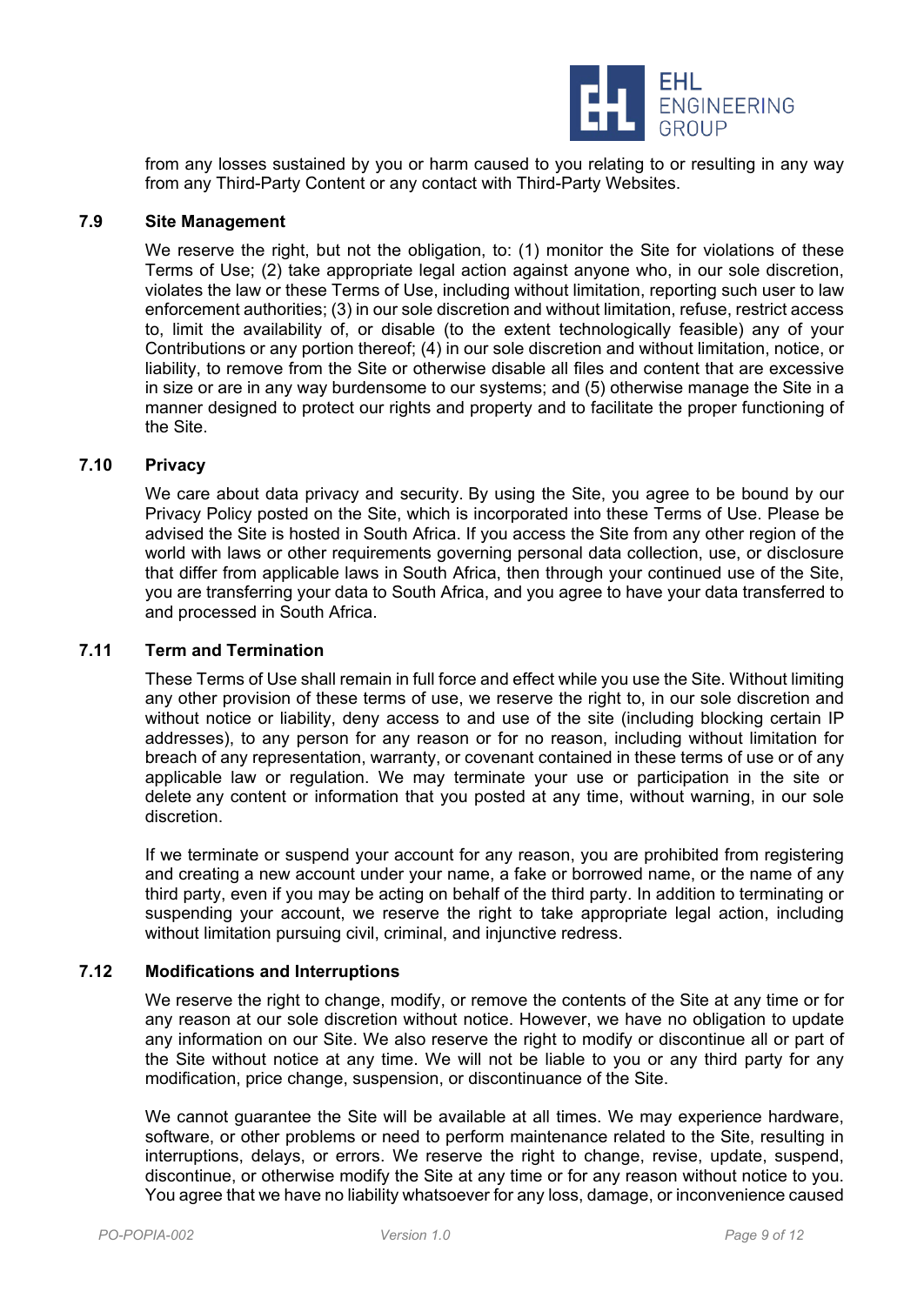from any losses sustained by you or harm caused to you relating to or resulting in any way from any Third-Party Content or any contact with Third-Party Websites.

### 7.9 Site Management

We reserve the right, but not the obligation, to: (1) monitor the Site for violations of these Terms of Use; (2) take appropriate legal action against anyone who, in our sole discretion, violates the law or these Terms of Use, including without limitation, reporting such user to law enforcement authorities; (3) in our sole discretion and without limitation, refuse, restrict access to, limit the availability of, or disable (to the extent technologically feasible) any of your Contributions or any portion thereof; (4) in our sole discretion and without limitation, notice, or liability, to remove from the Site or otherwise disable all files and content that are excessive in size or are in any way burdensome to our systems; and (5) otherwise manage the Site in a manner designed to protect our rights and property and to facilitate the proper functioning of the Site.

### 7.10 Privacy

We care about data privacy and security. By using the Site, you agree to be bound by our Privacy Policy posted on the Site, which is incorporated into these Terms of Use. Please be advised the Site is hosted in South Africa. If you access the Site from any other region of the world with laws or other requirements governing personal data collection, use, or disclosure that differ from applicable laws in South Africa, then through your continued use of the Site, you are transferring your data to South Africa, and you agree to have your data transferred to and processed in South Africa.

### 7.11 Term and Termination

These Terms of Use shall remain in full force and effect while you use the Site. Without limiting any other provision of these terms of use, we reserve the right to, in our sole discretion and without notice or liability, deny access to and use of the site (including blocking certain IP addresses), to any person for any reason or for no reason, including without limitation for breach of any representation, warranty, or covenant contained in these terms of use or of any applicable law or regulation. We may terminate your use or participation in the site or delete any content or information that you posted at any time, without warning, in our sole discretion.

If we terminate or suspend your account for any reason, you are prohibited from registering and creating a new account under your name, a fake or borrowed name, or the name of any third party, even if you may be acting on behalf of the third party. In addition to terminating or suspending your account, we reserve the right to take appropriate legal action, including without limitation pursuing civil, criminal, and injunctive redress.

### 7.12 Modifications and Interruptions

We reserve the right to change, modify, or remove the contents of the Site at any time or for any reason at our sole discretion without notice. However, we have no obligation to update any information on our Site. We also reserve the right to modify or discontinue all or part of the Site without notice at any time. We will not be liable to you or any third party for any modification, price change, suspension, or discontinuance of the Site.

We cannot guarantee the Site will be available at all times. We may experience hardware, software, or other problems or need to perform maintenance related to the Site, resulting in interruptions, delays, or errors. We reserve the right to change, revise, update, suspend, discontinue, or otherwise modify the Site at any time or for any reason without notice to you. You agree that we have no liability whatsoever for any loss, damage, or inconvenience caused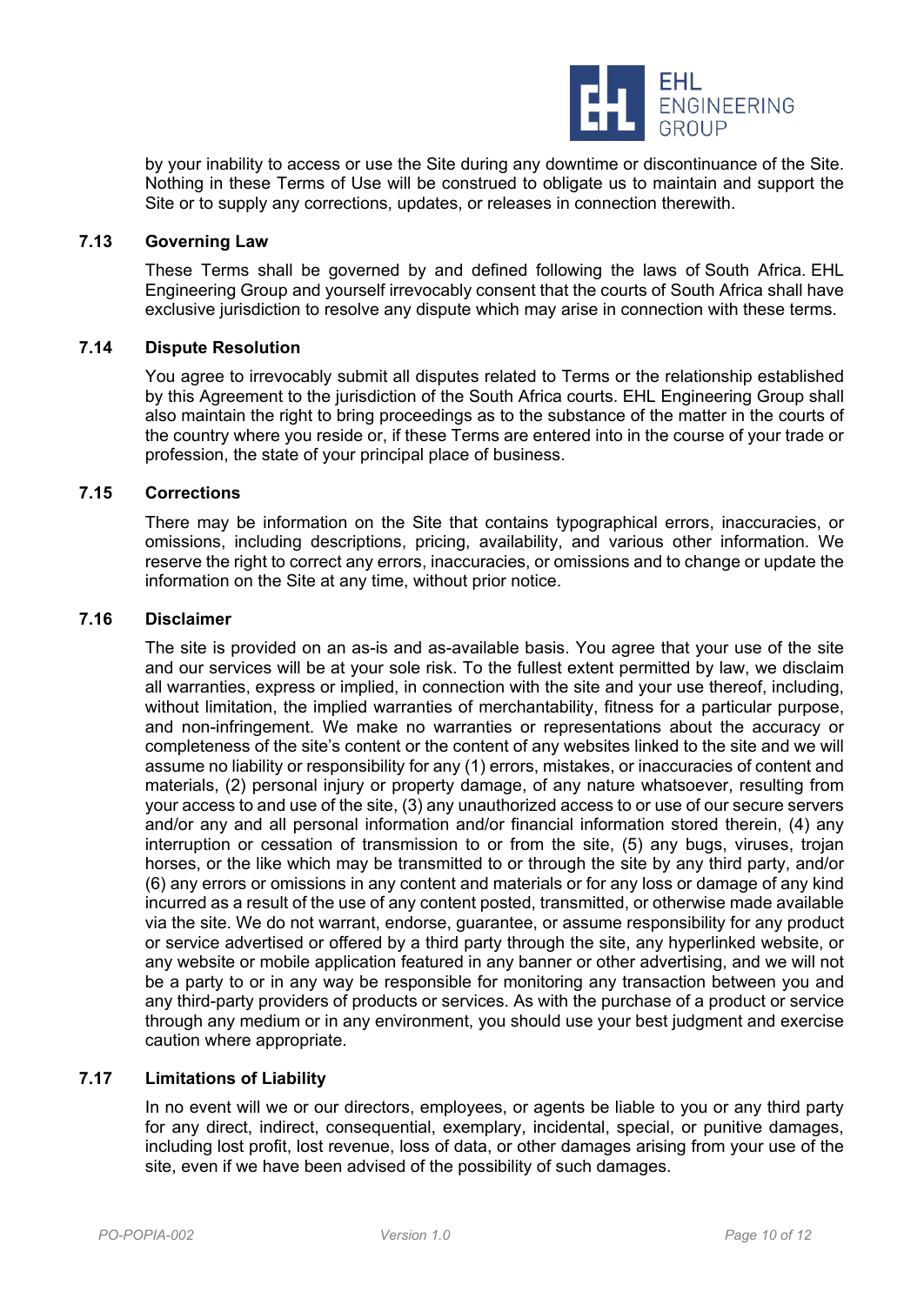by your inability to access or use the Site during any downtime or discontinuance of the Site. Nothing in these Terms of Use will be construed to obligate us to maintain and support the Site or to supply any corrections, updates, or releases in connection therewith.

### 7.13 Governing Law

These Terms shall be governed by and defined following the laws of South Africa. EHL Engineering Group and yourself irrevocably consent that the courts of South Africa shall have exclusive jurisdiction to resolve any dispute which may arise in connection with these terms.

### 7.14 Dispute Resolution

You agree to irrevocably submit all disputes related to Terms or the relationship established by this Agreement to the jurisdiction of the South Africa courts. EHL Engineering Group shall also maintain the right to bring proceedings as to the substance of the matter in the courts of the country where you reside or, if these Terms are entered into in the course of your trade or profession, the state of your principal place of business.

### 7.15 Corrections

There may be information on the Site that contains typographical errors, inaccuracies, or omissions, including descriptions, pricing, availability, and various other information. We reserve the right to correct any errors, inaccuracies, or omissions and to change or update the information on the Site at any time, without prior notice.

### 7.16 Disclaimer

The site is provided on an as-is and as-available basis. You agree that your use of the site and our services will be at your sole risk. To the fullest extent permitted by law, we disclaim all warranties, express or implied, in connection with the site and your use thereof, including, without limitation, the implied warranties of merchantability, fitness for a particular purpose, and non-infringement. We make no warranties or representations about the accuracy or completeness of the site's content or the content of any websites linked to the site and we will assume no liability or responsibility for any (1) errors, mistakes, or inaccuracies of content and materials, (2) personal injury or property damage, of any nature whatsoever, resulting from your access to and use of the site, (3) any unauthorized access to or use of our secure servers and/or any and all personal information and/or financial information stored therein, (4) any interruption or cessation of transmission to or from the site, (5) any bugs, viruses, trojan horses, or the like which may be transmitted to or through the site by any third party, and/or (6) any errors or omissions in any content and materials or for any loss or damage of any kind incurred as a result of the use of any content posted, transmitted, or otherwise made available via the site. We do not warrant, endorse, guarantee, or assume responsibility for any product or service advertised or offered by a third party through the site, any hyperlinked website, or any website or mobile application featured in any banner or other advertising, and we will not be a party to or in any way be responsible for monitoring any transaction between you and any third-party providers of products or services. As with the purchase of a product or service through any medium or in any environment, you should use your best judgment and exercise caution where appropriate.

### 7.17 Limitations of Liability

In no event will we or our directors, employees, or agents be liable to you or any third party for any direct, indirect, consequential, exemplary, incidental, special, or punitive damages, including lost profit, lost revenue, loss of data, or other damages arising from your use of the site, even if we have been advised of the possibility of such damages.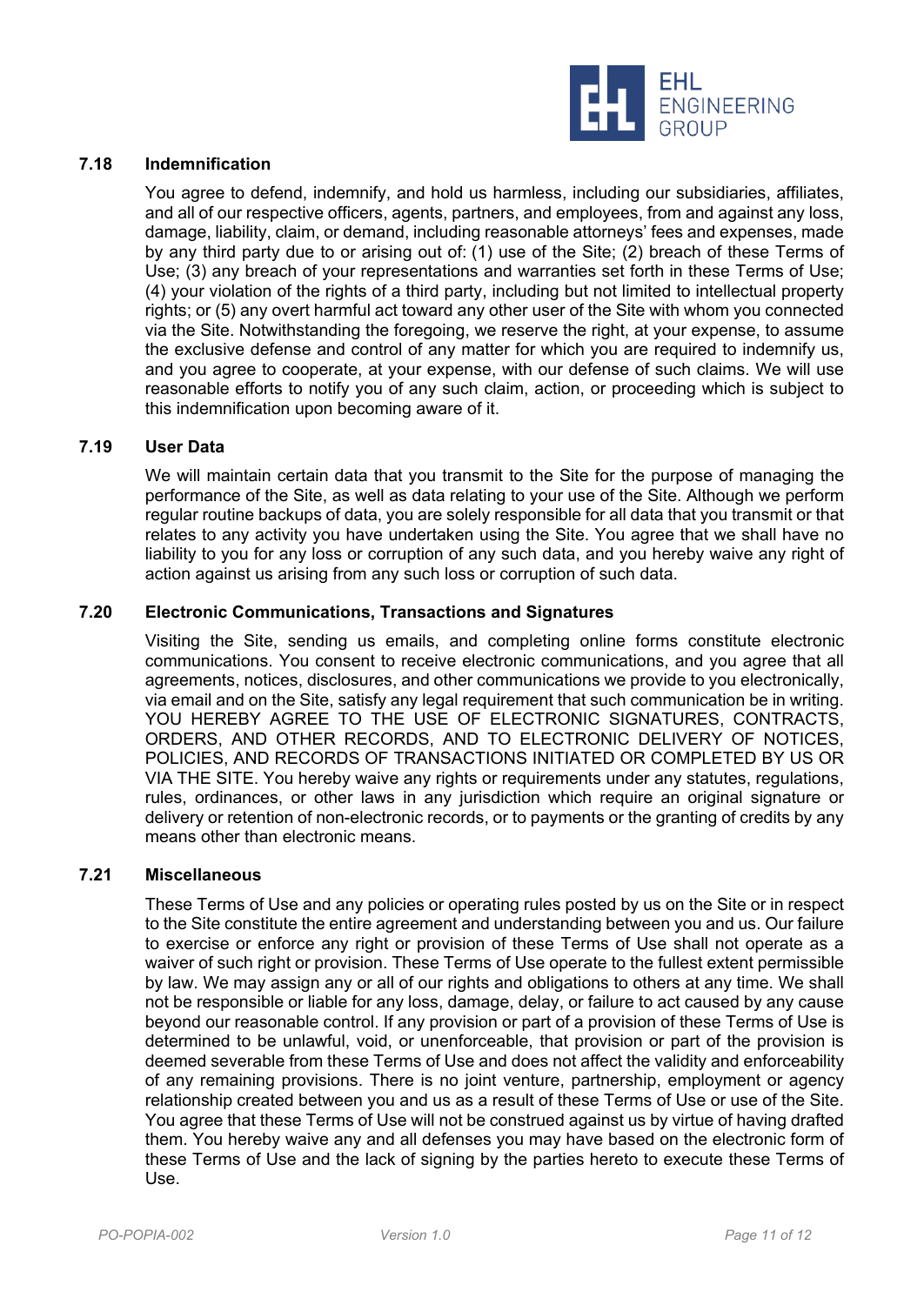### 7.18 Indemnification

You agree to defend, indemnify, and hold us harmless, including our subsidiaries, affiliates, and all of our respective officers, agents, partners, and employees, from and against any loss, damage, liability, claim, or demand, including reasonable attorneys' fees and expenses, made by any third party due to or arising out of: (1) use of the Site; (2) breach of these Terms of Use; (3) any breach of your representations and warranties set forth in these Terms of Use; (4) your violation of the rights of a third party, including but not limited to intellectual property rights; or (5) any overt harmful act toward any other user of the Site with whom you connected via the Site. Notwithstanding the foregoing, we reserve the right, at your expense, to assume the exclusive defense and control of any matter for which you are required to indemnify us, and you agree to cooperate, at your expense, with our defense of such claims. We will use reasonable efforts to notify you of any such claim, action, or proceeding which is subject to this indemnification upon becoming aware of it.

### 7.19 User Data

We will maintain certain data that you transmit to the Site for the purpose of managing the performance of the Site, as well as data relating to your use of the Site. Although we perform regular routine backups of data, you are solely responsible for all data that you transmit or that relates to any activity you have undertaken using the Site. You agree that we shall have no liability to you for any loss or corruption of any such data, and you hereby waive any right of action against us arising from any such loss or corruption of such data.

### 7.20 Electronic Communications, Transactions and Signatures

Visiting the Site, sending us emails, and completing online forms constitute electronic communications. You consent to receive electronic communications, and you agree that all agreements, notices, disclosures, and other communications we provide to you electronically, via email and on the Site, satisfy any legal requirement that such communication be in writing. YOU HEREBY AGREE TO THE USE OF ELECTRONIC SIGNATURES, CONTRACTS, ORDERS, AND OTHER RECORDS, AND TO ELECTRONIC DELIVERY OF NOTICES, POLICIES, AND RECORDS OF TRANSACTIONS INITIATED OR COMPLETED BY US OR VIA THE SITE. You hereby waive any rights or requirements under any statutes, regulations, rules, ordinances, or other laws in any jurisdiction which require an original signature or delivery or retention of non-electronic records, or to payments or the granting of credits by any means other than electronic means.

### 7.21 Miscellaneous

These Terms of Use and any policies or operating rules posted by us on the Site or in respect to the Site constitute the entire agreement and understanding between you and us. Our failure to exercise or enforce any right or provision of these Terms of Use shall not operate as a waiver of such right or provision. These Terms of Use operate to the fullest extent permissible by law. We may assign any or all of our rights and obligations to others at any time. We shall not be responsible or liable for any loss, damage, delay, or failure to act caused by any cause beyond our reasonable control. If any provision or part of a provision of these Terms of Use is determined to be unlawful, void, or unenforceable, that provision or part of the provision is deemed severable from these Terms of Use and does not affect the validity and enforceability of any remaining provisions. There is no joint venture, partnership, employment or agency relationship created between you and us as a result of these Terms of Use or use of the Site. You agree that these Terms of Use will not be construed against us by virtue of having drafted them. You hereby waive any and all defenses you may have based on the electronic form of these Terms of Use and the lack of signing by the parties hereto to execute these Terms of Use.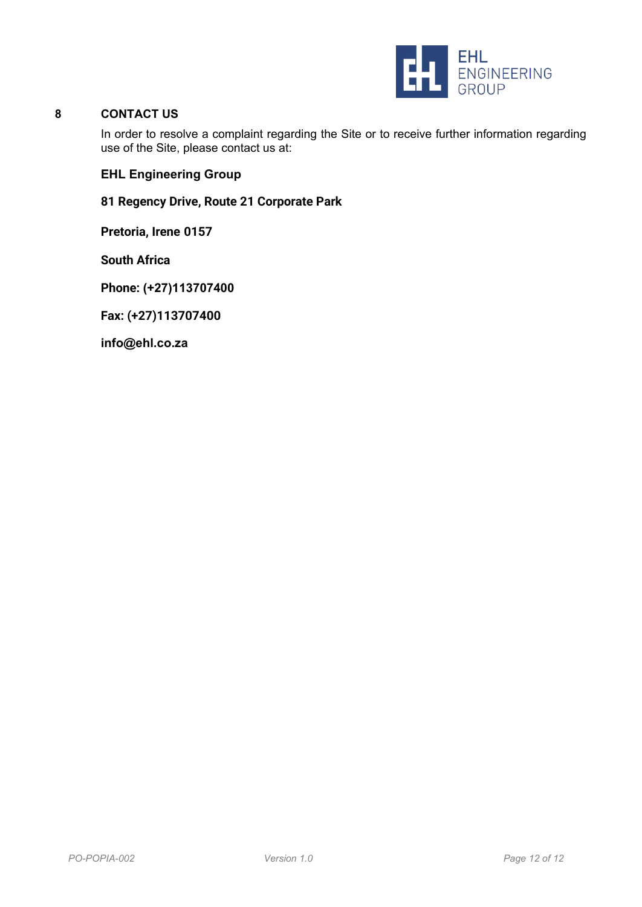## 8 CONTACT US

In order to resolve a complaint regarding the Site or to receive further information regarding use of the Site, please contact us at:

**EHL Engineering Group**

**81 Regency Drive, Route 21 Corporate Park**

**Pretoria, Irene 0157**

**South Africa**

**Phone: (+27)113707400**

**Fax: (+27)113707400**

**info@ehl.co.za**